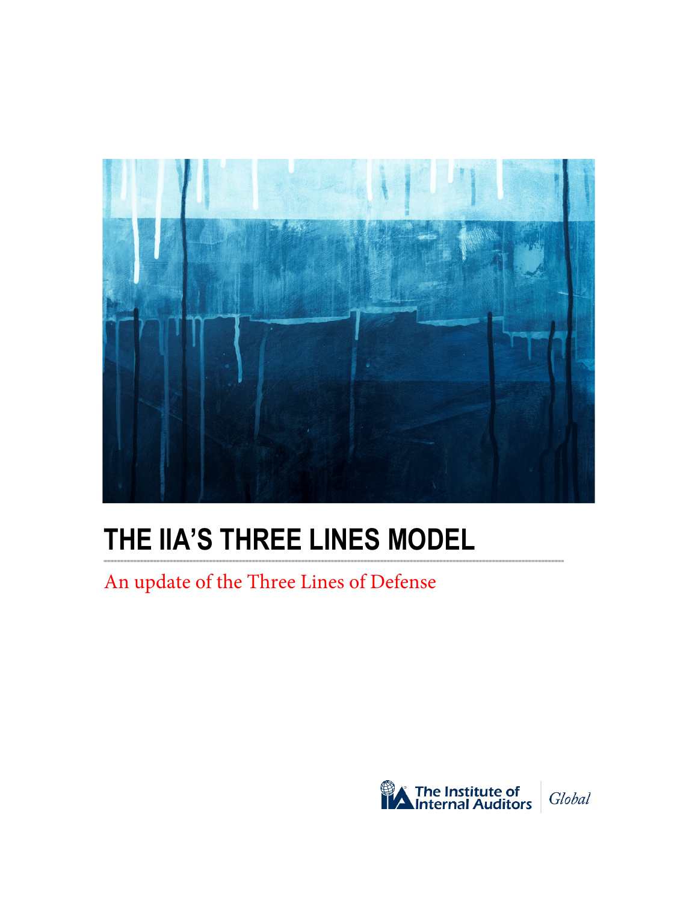# THE IIA'S THREE LINES MODEL

An update of the Three Lines of Defense

The Institute of Internal Auditors | Global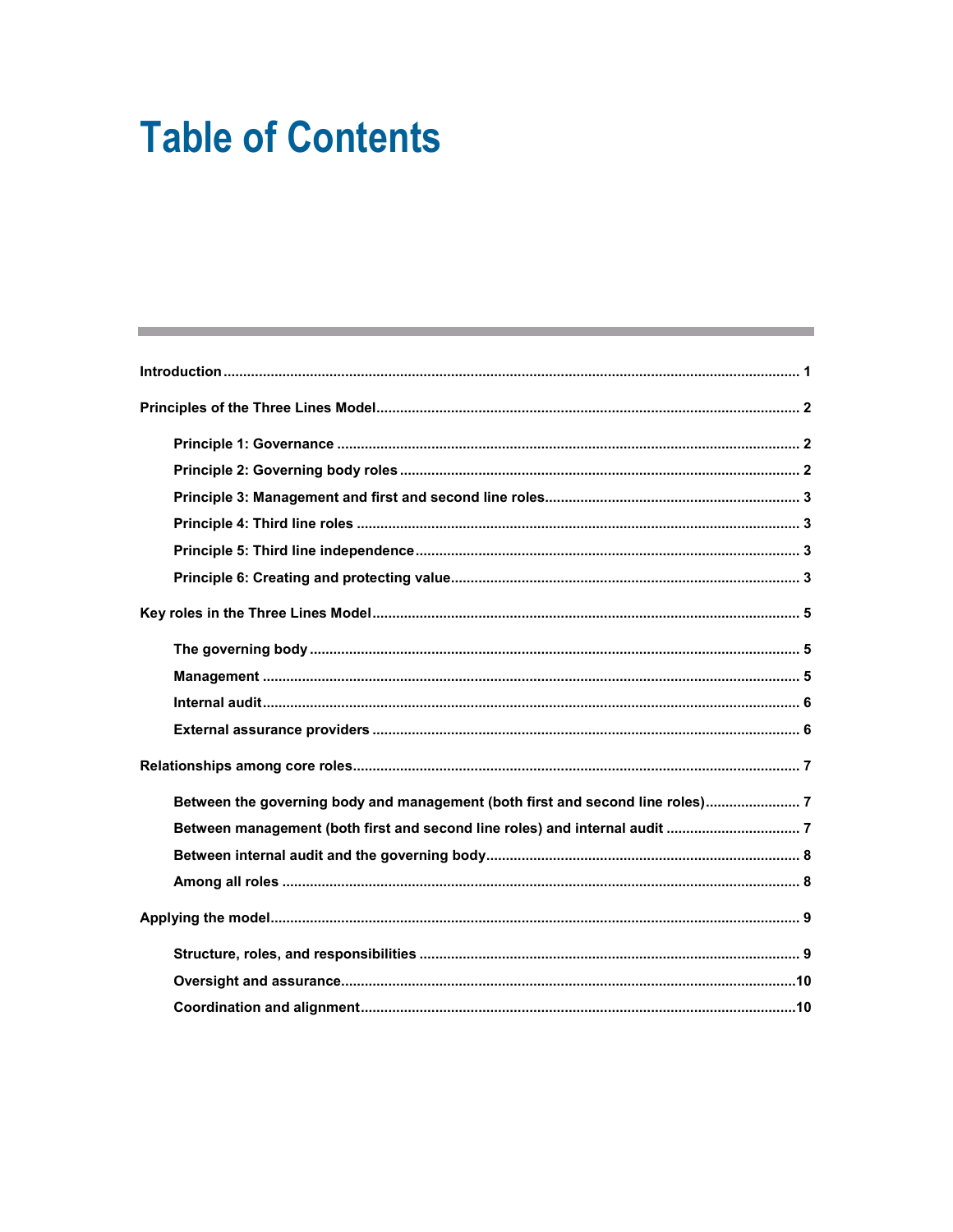# Table of Contents

Introduction .................................................................................................................................. 1

Principles of the Three Lines Model .......................................................................................... 2

- Principle 1: Governance .................................................................................................... 2
- Principle 2: Governing body roles .................................................................................... 2
- Principle 3: Management and first and second line roles ................................................ 3
- Principle 4: Third line roles ............................................................................................... 3
- Principle 5: Third line independence ................................................................................ 3
- Principle 6: Creating and protecting value ........................................................................ 3

Key roles in the Three Lines Model ........................................................................................... 5

- The governing body .......................................................................................................... 5
- Management ...................................................................................................................... 5
- Internal audit ...................................................................................................................... 6
- External assurance providers ........................................................................................... 6

Relationships among core roles ................................................................................................ 7

- Between the governing body and management (both first and second line roles) ........................ 7
- Between management (both first and second line roles) and internal audit .................................. 7
- Between internal audit and the governing body ............................................................... 8
- Among all roles .................................................................................................................. 8

Applying the model ..................................................................................................................... 9

- Structure, roles, and responsibilities ................................................................................. 9
- Oversight and assurance .................................................................................................. 10
- Coordination and alignment ............................................................................................. 10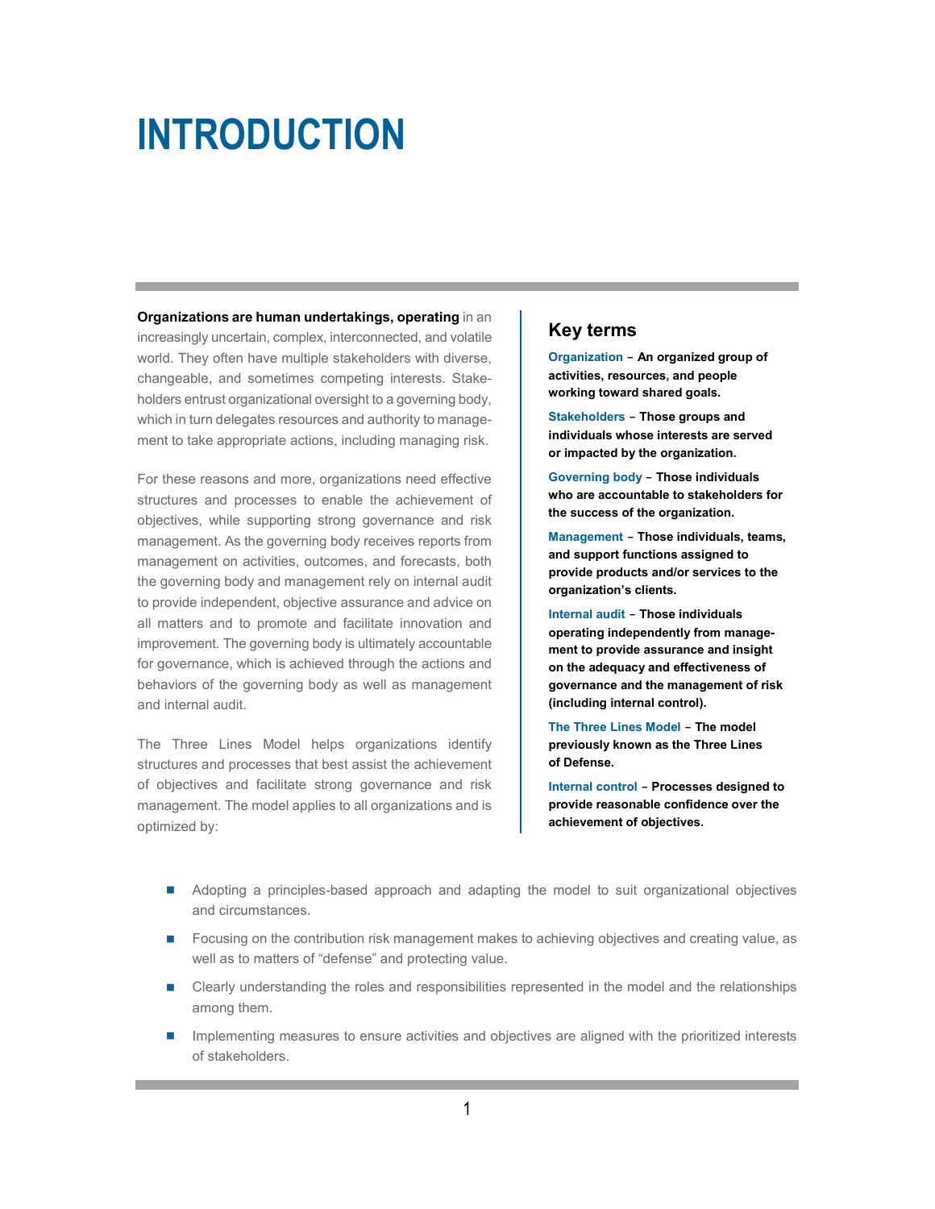# INTRODUCTION

**Organizations are human undertakings, operating** in an increasingly uncertain, complex, interconnected, and volatile world. They often have multiple stakeholders with diverse, changeable, and sometimes competing interests. Stakeholders entrust organizational oversight to a governing body, which in turn delegates resources and authority to management to take appropriate actions, including managing risk.

For these reasons and more, organizations need effective structures and processes to enable the achievement of objectives, while supporting strong governance and risk management. As the governing body receives reports from management on activities, outcomes, and forecasts, both the governing body and management rely on internal audit to provide independent, objective assurance and advice on all matters and to promote and facilitate innovation and improvement. The governing body is ultimately accountable for governance, which is achieved through the actions and behaviors of the governing body as well as management and internal audit.

The Three Lines Model helps organizations identify structures and processes that best assist the achievement of objectives and facilitate strong governance and risk management. The model applies to all organizations and is optimized by:

- Adopting a principles-based approach and adapting the model to suit organizational objectives and circumstances.
- Focusing on the contribution risk management makes to achieving objectives and creating value, as well as to matters of "defense" and protecting value.
- Clearly understanding the roles and responsibilities represented in the model and the relationships among them.
- Implementing measures to ensure activities and objectives are aligned with the prioritized interests of stakeholders.

## Key terms

**Organization** – **An organized group of activities, resources, and people working toward shared goals.**

**Stakeholders** – **Those groups and individuals whose interests are served or impacted by the organization.**

**Governing body** – **Those individuals who are accountable to stakeholders for the success of the organization.**

**Management** – **Those individuals, teams, and support functions assigned to provide products and/or services to the organization's clients.**

**Internal audit** – **Those individuals operating independently from management to provide assurance and insight on the adequacy and effectiveness of governance and the management of risk (including internal control).**

**The Three Lines Model** – **The model previously known as the Three Lines of Defense.**

**Internal control** – **Processes designed to provide reasonable confidence over the achievement of objectives.**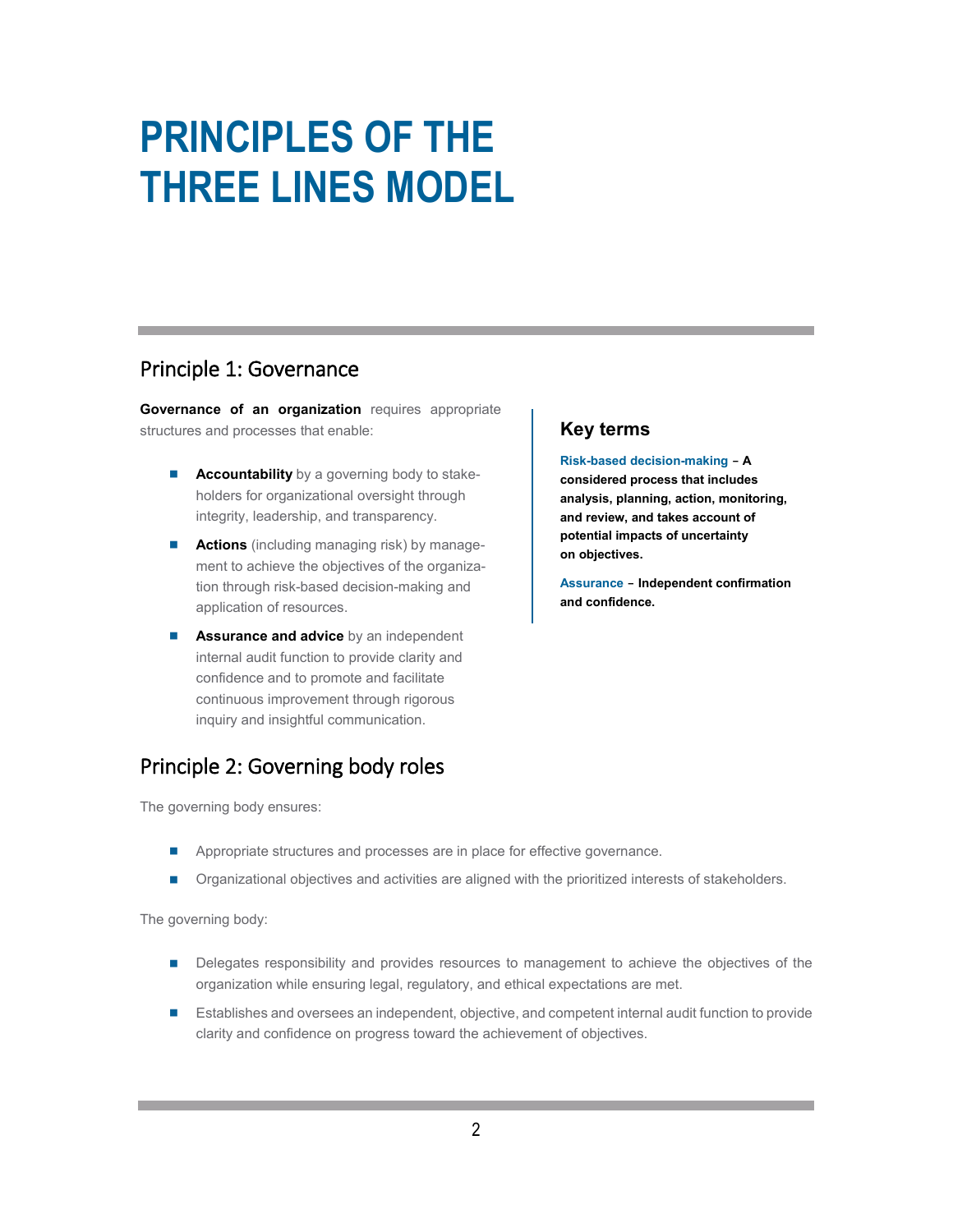# PRINCIPLES OF THE THREE LINES MODEL

## Principle 1: Governance

**Governance of an organization** requires appropriate structures and processes that enable:

- **Accountability** by a governing body to stakeholders for organizational oversight through integrity, leadership, and transparency.
- **Actions** (including managing risk) by management to achieve the objectives of the organization through risk-based decision-making and application of resources.
- **Assurance and advice** by an independent internal audit function to provide clarity and confidence and to promote and facilitate continuous improvement through rigorous inquiry and insightful communication.

### Key terms

**Risk-based decision-making – A considered process that includes analysis, planning, action, monitoring, and review, and takes account of potential impacts of uncertainty on objectives.**

**Assurance – Independent confirmation and confidence.**

## Principle 2: Governing body roles

The governing body ensures:

- Appropriate structures and processes are in place for effective governance.
- Organizational objectives and activities are aligned with the prioritized interests of stakeholders.

The governing body:

- Delegates responsibility and provides resources to management to achieve the objectives of the organization while ensuring legal, regulatory, and ethical expectations are met.
- Establishes and oversees an independent, objective, and competent internal audit function to provide clarity and confidence on progress toward the achievement of objectives.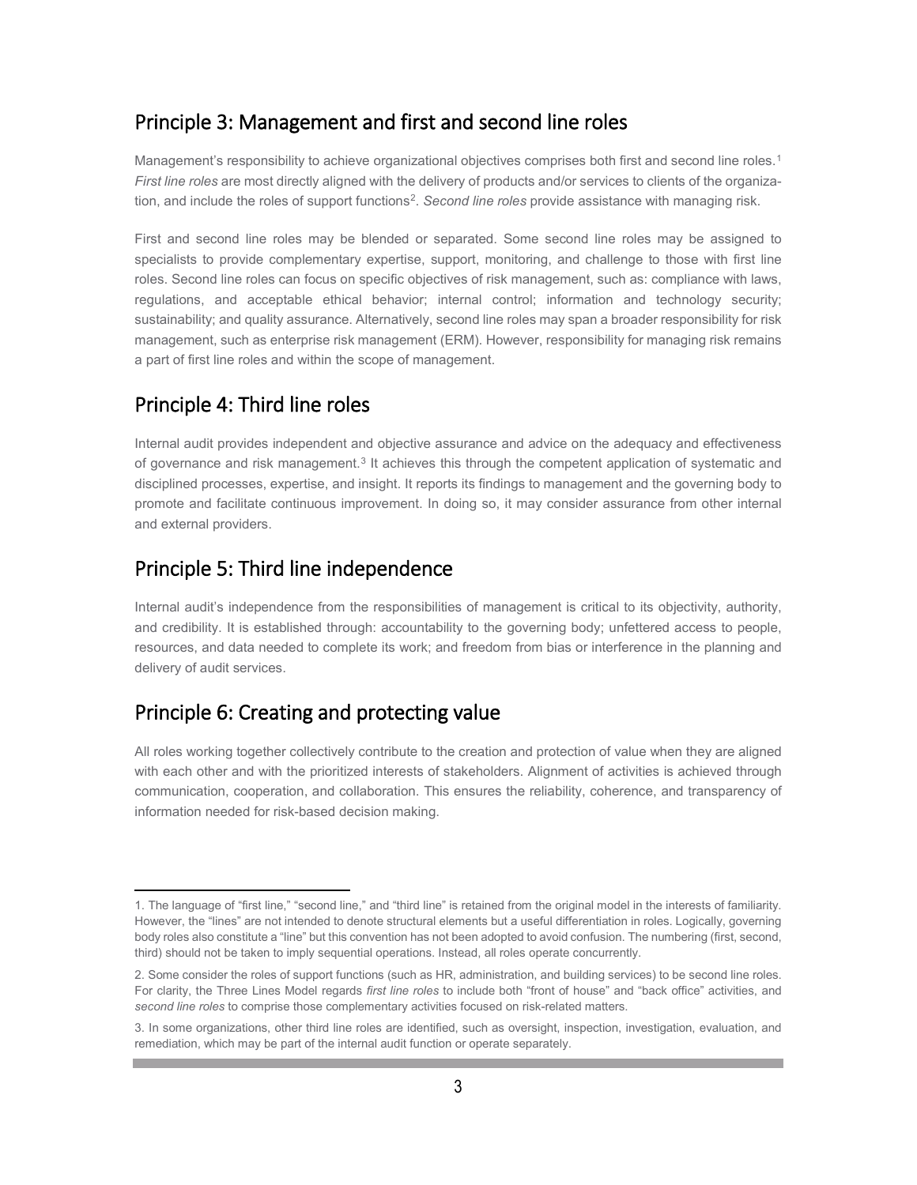## Principle 3: Management and first and second line roles

Management's responsibility to achieve organizational objectives comprises both first and second line roles.[1] *First line roles* are most directly aligned with the delivery of products and/or services to clients of the organization, and include the roles of support functions[2]. *Second line roles* provide assistance with managing risk.

First and second line roles may be blended or separated. Some second line roles may be assigned to specialists to provide complementary expertise, support, monitoring, and challenge to those with first line roles. Second line roles can focus on specific objectives of risk management, such as: compliance with laws, regulations, and acceptable ethical behavior; internal control; information and technology security; sustainability; and quality assurance. Alternatively, second line roles may span a broader responsibility for risk management, such as enterprise risk management (ERM). However, responsibility for managing risk remains a part of first line roles and within the scope of management.

## Principle 4: Third line roles

Internal audit provides independent and objective assurance and advice on the adequacy and effectiveness of governance and risk management.[3] It achieves this through the competent application of systematic and disciplined processes, expertise, and insight. It reports its findings to management and the governing body to promote and facilitate continuous improvement. In doing so, it may consider assurance from other internal and external providers.

## Principle 5: Third line independence

Internal audit's independence from the responsibilities of management is critical to its objectivity, authority, and credibility. It is established through: accountability to the governing body; unfettered access to people, resources, and data needed to complete its work; and freedom from bias or interference in the planning and delivery of audit services.

## Principle 6: Creating and protecting value

All roles working together collectively contribute to the creation and protection of value when they are aligned with each other and with the prioritized interests of stakeholders. Alignment of activities is achieved through communication, cooperation, and collaboration. This ensures the reliability, coherence, and transparency of information needed for risk-based decision making.

---

1. The language of "first line," "second line," and "third line" is retained from the original model in the interests of familiarity. However, the "lines" are not intended to denote structural elements but a useful differentiation in roles. Logically, governing body roles also constitute a "line" but this convention has not been adopted to avoid confusion. The numbering (first, second, third) should not be taken to imply sequential operations. Instead, all roles operate concurrently.

2. Some consider the roles of support functions (such as HR, administration, and building services) to be second line roles. For clarity, the Three Lines Model regards *first line roles* to include both "front of house" and "back office" activities, and *second line roles* to comprise those complementary activities focused on risk-related matters.

3. In some organizations, other third line roles are identified, such as oversight, inspection, investigation, evaluation, and remediation, which may be part of the internal audit function or operate separately.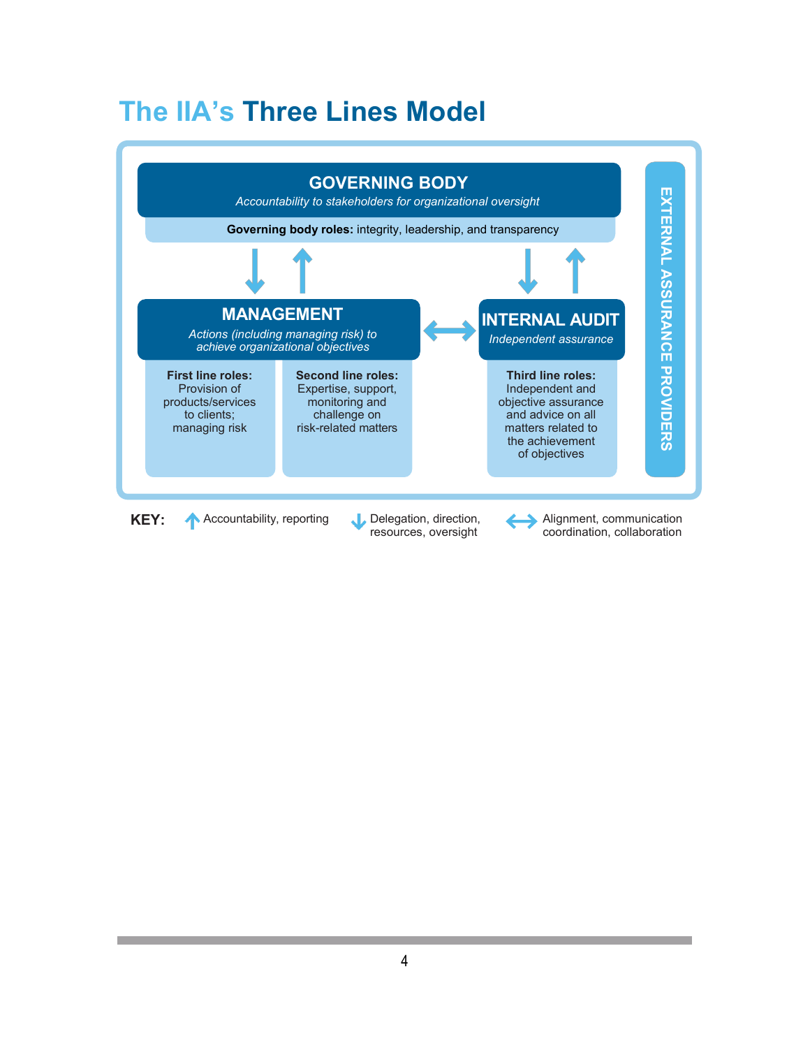# The IIA's Three Lines Model

**GOVERNING BODY**

*Accountability to stakeholders for organizational oversight*

**Governing body roles:** integrity, leadership, and transparency

**MANAGEMENT**

*Actions (including managing risk) to achieve organizational objectives*

**First line roles:** Provision of products/services to clients; managing risk

**Second line roles:** Expertise, support, monitoring and challenge on risk-related matters

**INTERNAL AUDIT**

*Independent assurance*

**Third line roles:** Independent and objective assurance and advice on all matters related to the achievement of objectives

**EXTERNAL ASSURANCE PROVIDERS**

**KEY:**
- ↑ Accountability, reporting
- ↓ Delegation, direction, resources, oversight
- ↔ Alignment, communication coordination, collaboration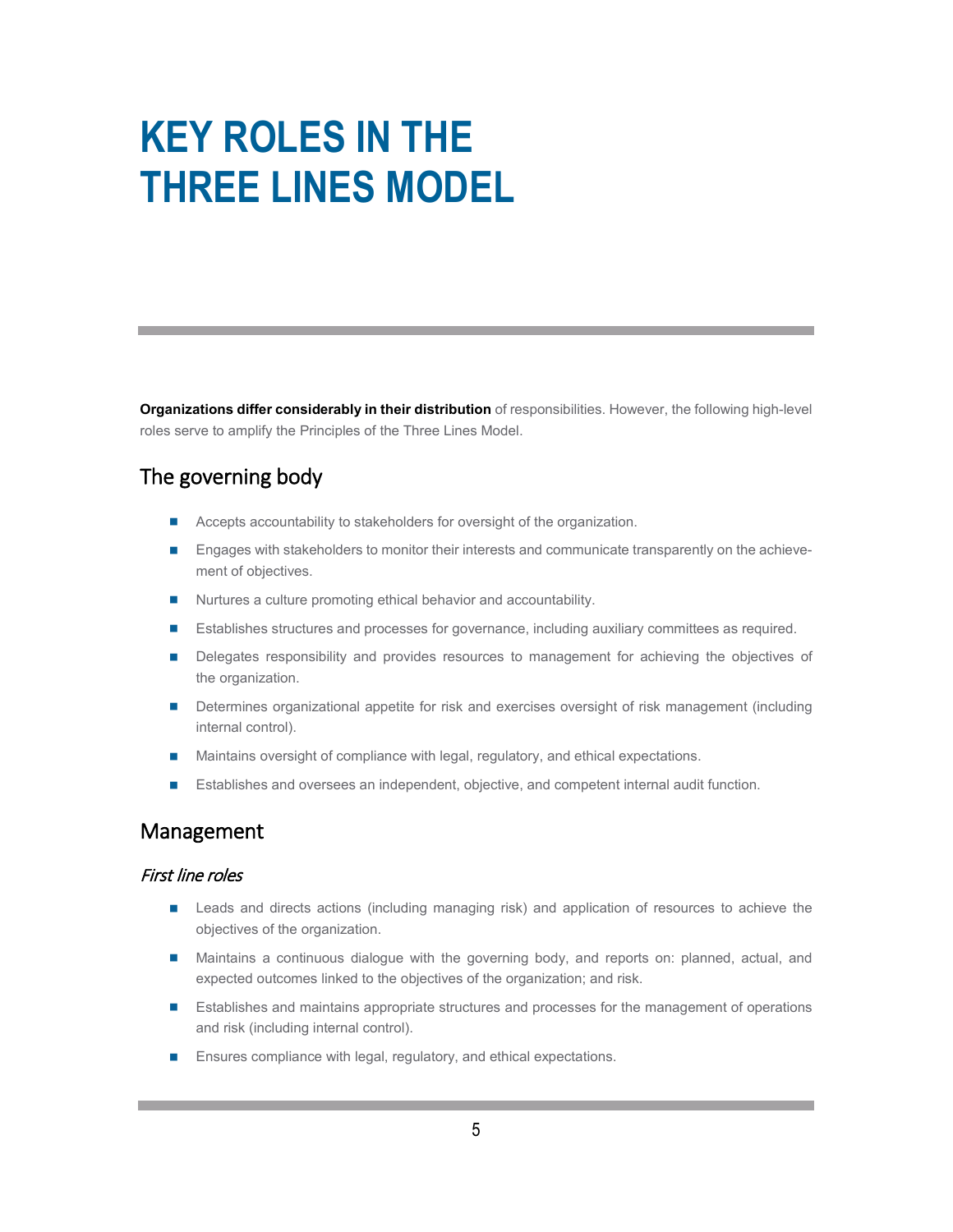# KEY ROLES IN THE THREE LINES MODEL

**Organizations differ considerably in their distribution** of responsibilities. However, the following high-level roles serve to amplify the Principles of the Three Lines Model.

## The governing body

- Accepts accountability to stakeholders for oversight of the organization.
- Engages with stakeholders to monitor their interests and communicate transparently on the achievement of objectives.
- Nurtures a culture promoting ethical behavior and accountability.
- Establishes structures and processes for governance, including auxiliary committees as required.
- Delegates responsibility and provides resources to management for achieving the objectives of the organization.
- Determines organizational appetite for risk and exercises oversight of risk management (including internal control).
- Maintains oversight of compliance with legal, regulatory, and ethical expectations.
- Establishes and oversees an independent, objective, and competent internal audit function.

## Management

### *First line roles*

- Leads and directs actions (including managing risk) and application of resources to achieve the objectives of the organization.
- Maintains a continuous dialogue with the governing body, and reports on: planned, actual, and expected outcomes linked to the objectives of the organization; and risk.
- Establishes and maintains appropriate structures and processes for the management of operations and risk (including internal control).
- Ensures compliance with legal, regulatory, and ethical expectations.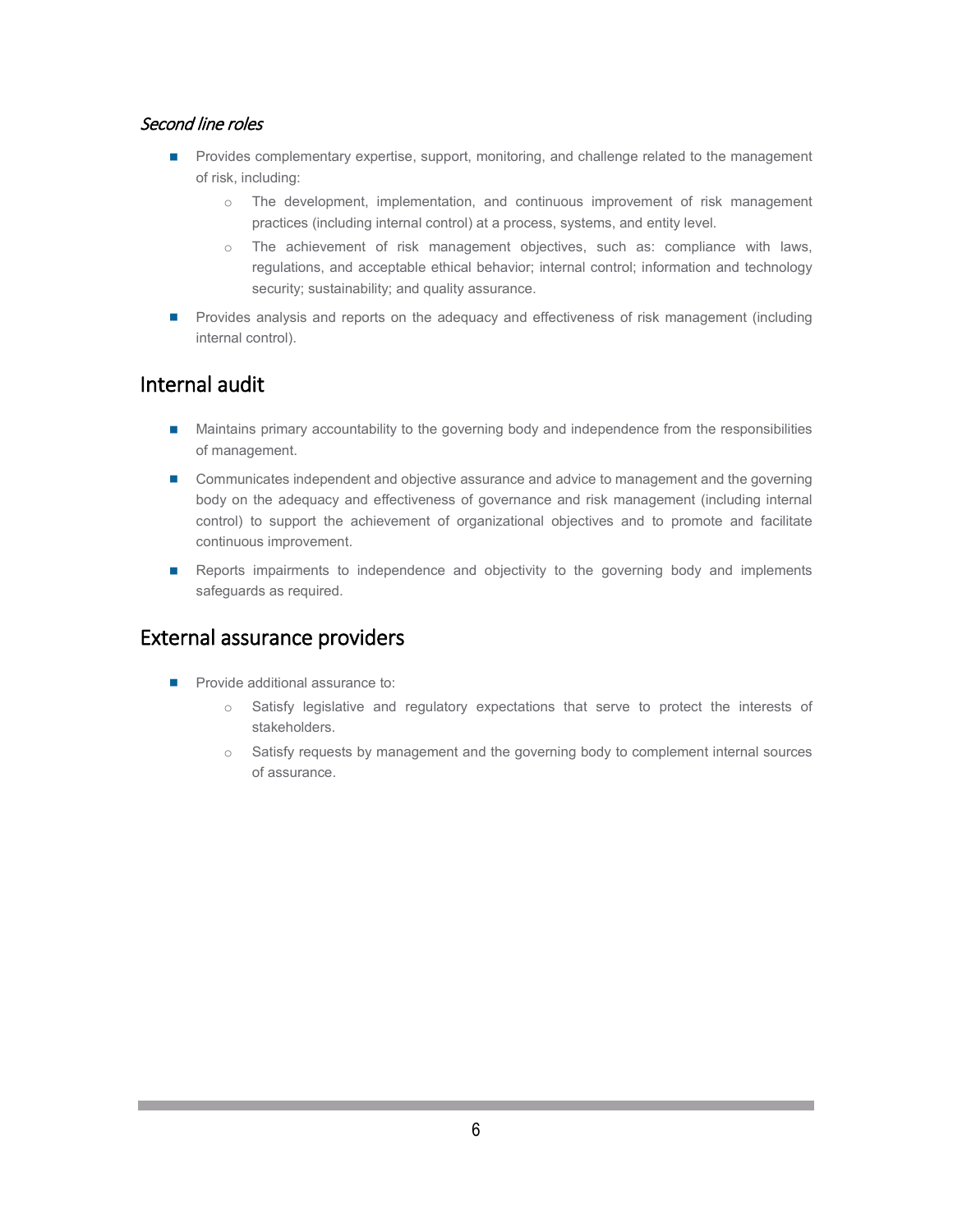### *Second line roles*

- Provides complementary expertise, support, monitoring, and challenge related to the management of risk, including:
  - The development, implementation, and continuous improvement of risk management practices (including internal control) at a process, systems, and entity level.
  - The achievement of risk management objectives, such as: compliance with laws, regulations, and acceptable ethical behavior; internal control; information and technology security; sustainability; and quality assurance.
- Provides analysis and reports on the adequacy and effectiveness of risk management (including internal control).

## Internal audit

- Maintains primary accountability to the governing body and independence from the responsibilities of management.
- Communicates independent and objective assurance and advice to management and the governing body on the adequacy and effectiveness of governance and risk management (including internal control) to support the achievement of organizational objectives and to promote and facilitate continuous improvement.
- Reports impairments to independence and objectivity to the governing body and implements safeguards as required.

## External assurance providers

- Provide additional assurance to:
  - Satisfy legislative and regulatory expectations that serve to protect the interests of stakeholders.
  - Satisfy requests by management and the governing body to complement internal sources of assurance.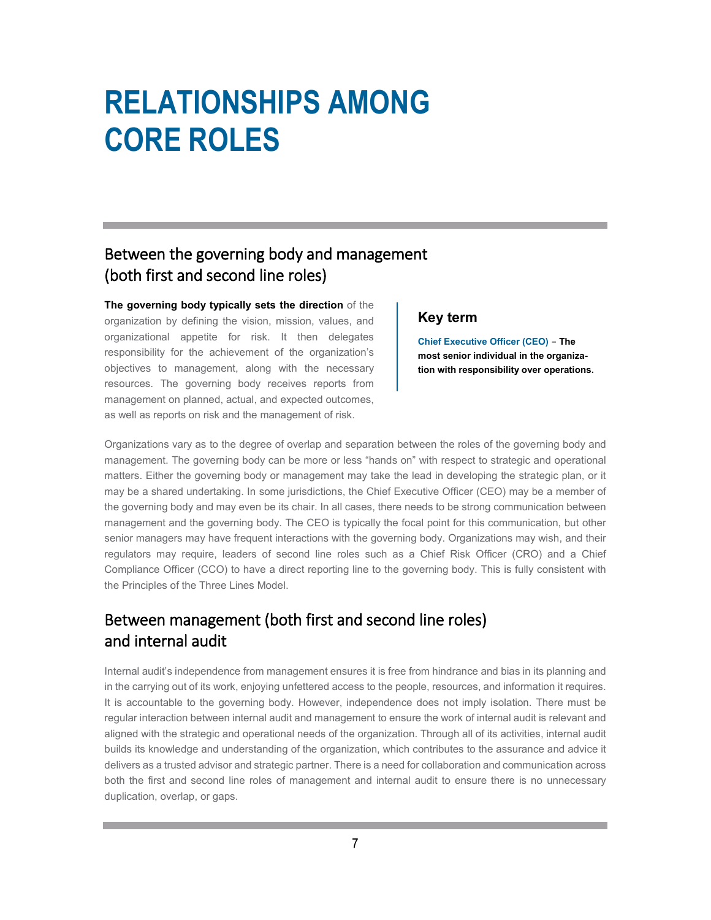# RELATIONSHIPS AMONG CORE ROLES

## Between the governing body and management (both first and second line roles)

**The governing body typically sets the direction** of the organization by defining the vision, mission, values, and organizational appetite for risk. It then delegates responsibility for the achievement of the organization's objectives to management, along with the necessary resources. The governing body receives reports from management on planned, actual, and expected outcomes, as well as reports on risk and the management of risk.

> ### Key term
>
> **Chief Executive Officer (CEO)** – **The most senior individual in the organization with responsibility over operations.**

Organizations vary as to the degree of overlap and separation between the roles of the governing body and management. The governing body can be more or less "hands on" with respect to strategic and operational matters. Either the governing body or management may take the lead in developing the strategic plan, or it may be a shared undertaking. In some jurisdictions, the Chief Executive Officer (CEO) may be a member of the governing body and may even be its chair. In all cases, there needs to be strong communication between management and the governing body. The CEO is typically the focal point for this communication, but other senior managers may have frequent interactions with the governing body. Organizations may wish, and their regulators may require, leaders of second line roles such as a Chief Risk Officer (CRO) and a Chief Compliance Officer (CCO) to have a direct reporting line to the governing body. This is fully consistent with the Principles of the Three Lines Model.

## Between management (both first and second line roles) and internal audit

Internal audit's independence from management ensures it is free from hindrance and bias in its planning and in the carrying out of its work, enjoying unfettered access to the people, resources, and information it requires. It is accountable to the governing body. However, independence does not imply isolation. There must be regular interaction between internal audit and management to ensure the work of internal audit is relevant and aligned with the strategic and operational needs of the organization. Through all of its activities, internal audit builds its knowledge and understanding of the organization, which contributes to the assurance and advice it delivers as a trusted advisor and strategic partner. There is a need for collaboration and communication across both the first and second line roles of management and internal audit to ensure there is no unnecessary duplication, overlap, or gaps.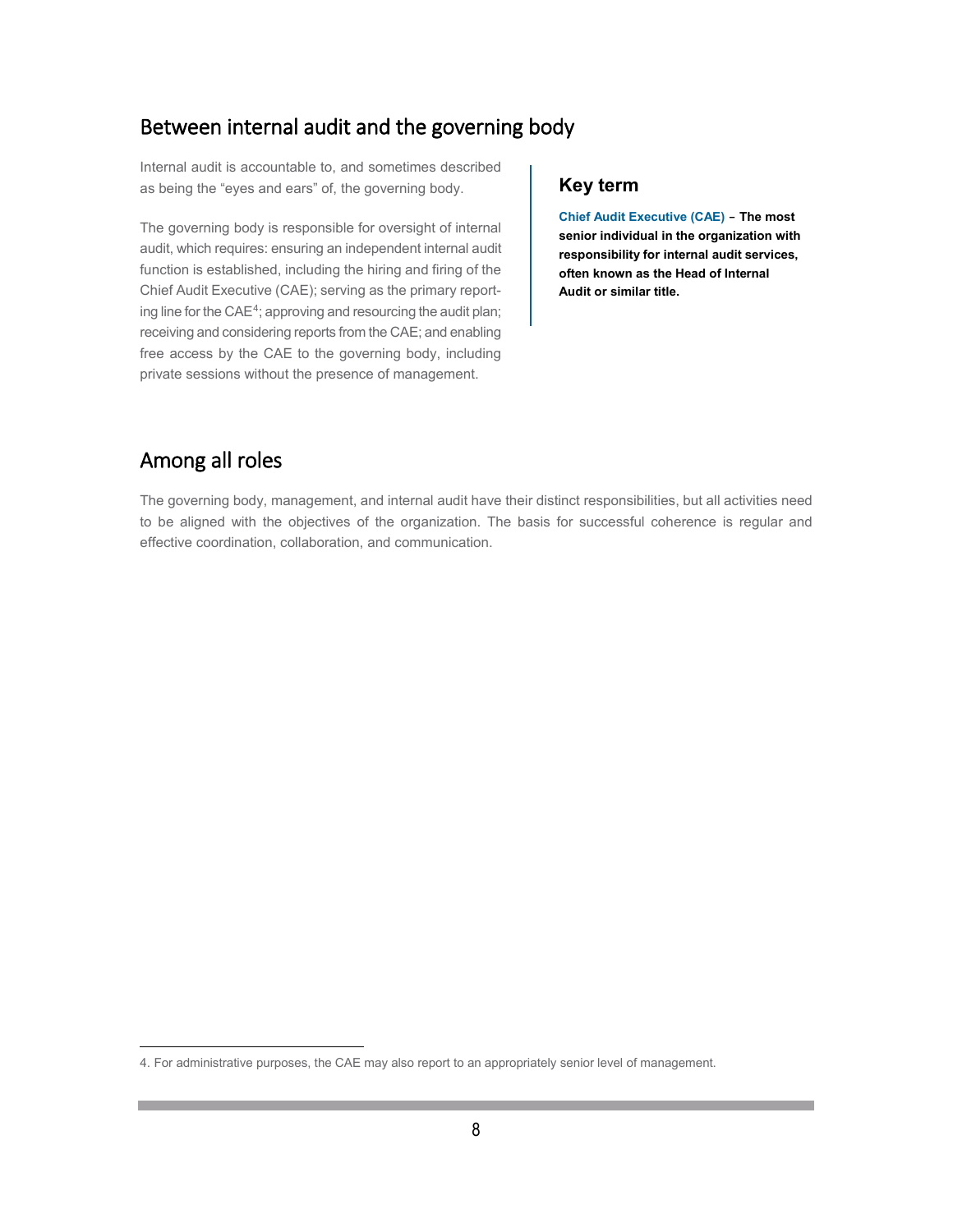## Between internal audit and the governing body

Internal audit is accountable to, and sometimes described as being the "eyes and ears" of, the governing body.

The governing body is responsible for oversight of internal audit, which requires: ensuring an independent internal audit function is established, including the hiring and firing of the Chief Audit Executive (CAE); serving as the primary reporting line for the CAE[4]; approving and resourcing the audit plan; receiving and considering reports from the CAE; and enabling free access by the CAE to the governing body, including private sessions without the presence of management.

### Key term

**Chief Audit Executive (CAE) – The most senior individual in the organization with responsibility for internal audit services, often known as the Head of Internal Audit or similar title.**

## Among all roles

The governing body, management, and internal audit have their distinct responsibilities, but all activities need to be aligned with the objectives of the organization. The basis for successful coherence is regular and effective coordination, collaboration, and communication.

4. For administrative purposes, the CAE may also report to an appropriately senior level of management.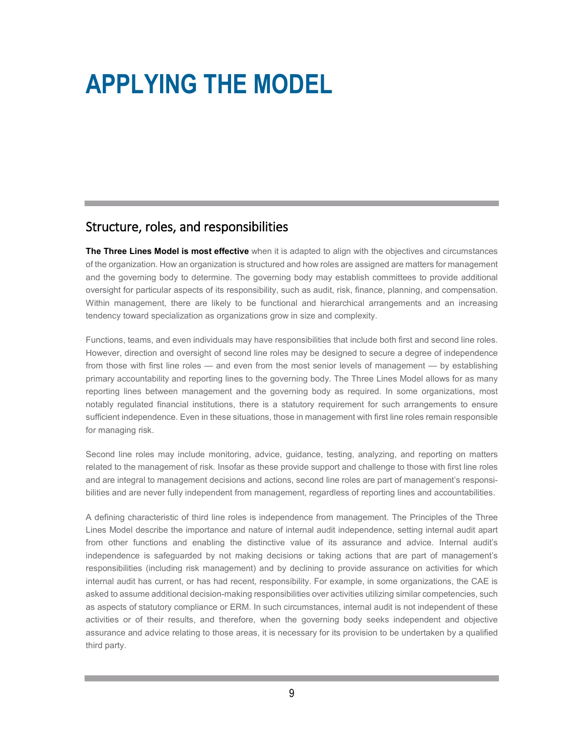# APPLYING THE MODEL

## Structure, roles, and responsibilities

**The Three Lines Model is most effective** when it is adapted to align with the objectives and circumstances of the organization. How an organization is structured and how roles are assigned are matters for management and the governing body to determine. The governing body may establish committees to provide additional oversight for particular aspects of its responsibility, such as audit, risk, finance, planning, and compensation. Within management, there are likely to be functional and hierarchical arrangements and an increasing tendency toward specialization as organizations grow in size and complexity.

Functions, teams, and even individuals may have responsibilities that include both first and second line roles. However, direction and oversight of second line roles may be designed to secure a degree of independence from those with first line roles — and even from the most senior levels of management — by establishing primary accountability and reporting lines to the governing body. The Three Lines Model allows for as many reporting lines between management and the governing body as required. In some organizations, most notably regulated financial institutions, there is a statutory requirement for such arrangements to ensure sufficient independence. Even in these situations, those in management with first line roles remain responsible for managing risk.

Second line roles may include monitoring, advice, guidance, testing, analyzing, and reporting on matters related to the management of risk. Insofar as these provide support and challenge to those with first line roles and are integral to management decisions and actions, second line roles are part of management's responsibilities and are never fully independent from management, regardless of reporting lines and accountabilities.

A defining characteristic of third line roles is independence from management. The Principles of the Three Lines Model describe the importance and nature of internal audit independence, setting internal audit apart from other functions and enabling the distinctive value of its assurance and advice. Internal audit's independence is safeguarded by not making decisions or taking actions that are part of management's responsibilities (including risk management) and by declining to provide assurance on activities for which internal audit has current, or has had recent, responsibility. For example, in some organizations, the CAE is asked to assume additional decision-making responsibilities over activities utilizing similar competencies, such as aspects of statutory compliance or ERM. In such circumstances, internal audit is not independent of these activities or of their results, and therefore, when the governing body seeks independent and objective assurance and advice relating to those areas, it is necessary for its provision to be undertaken by a qualified third party.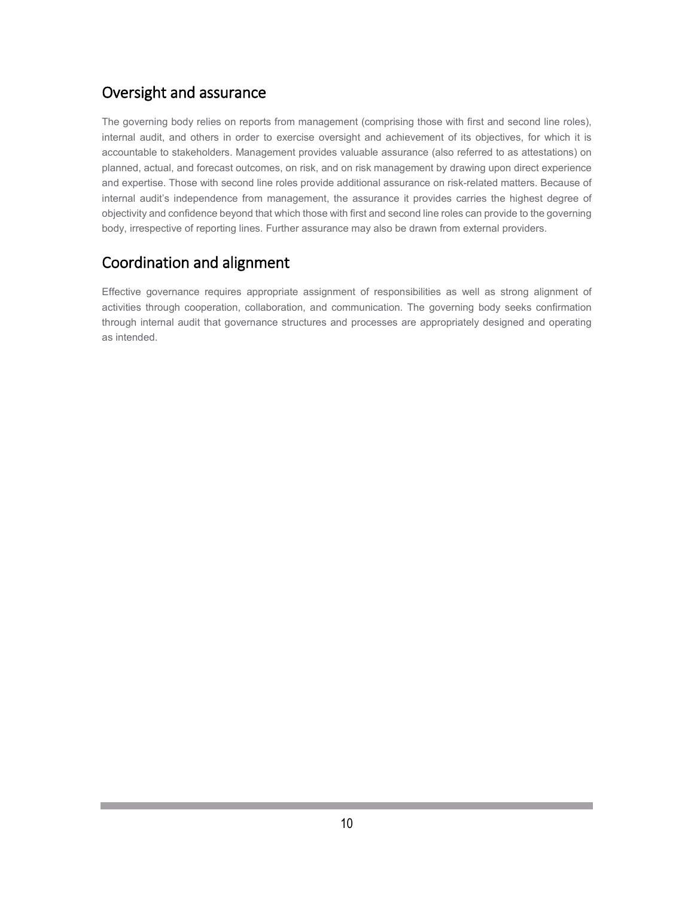## Oversight and assurance

The governing body relies on reports from management (comprising those with first and second line roles), internal audit, and others in order to exercise oversight and achievement of its objectives, for which it is accountable to stakeholders. Management provides valuable assurance (also referred to as attestations) on planned, actual, and forecast outcomes, on risk, and on risk management by drawing upon direct experience and expertise. Those with second line roles provide additional assurance on risk-related matters. Because of internal audit's independence from management, the assurance it provides carries the highest degree of objectivity and confidence beyond that which those with first and second line roles can provide to the governing body, irrespective of reporting lines. Further assurance may also be drawn from external providers.

## Coordination and alignment

Effective governance requires appropriate assignment of responsibilities as well as strong alignment of activities through cooperation, collaboration, and communication. The governing body seeks confirmation through internal audit that governance structures and processes are appropriately designed and operating as intended.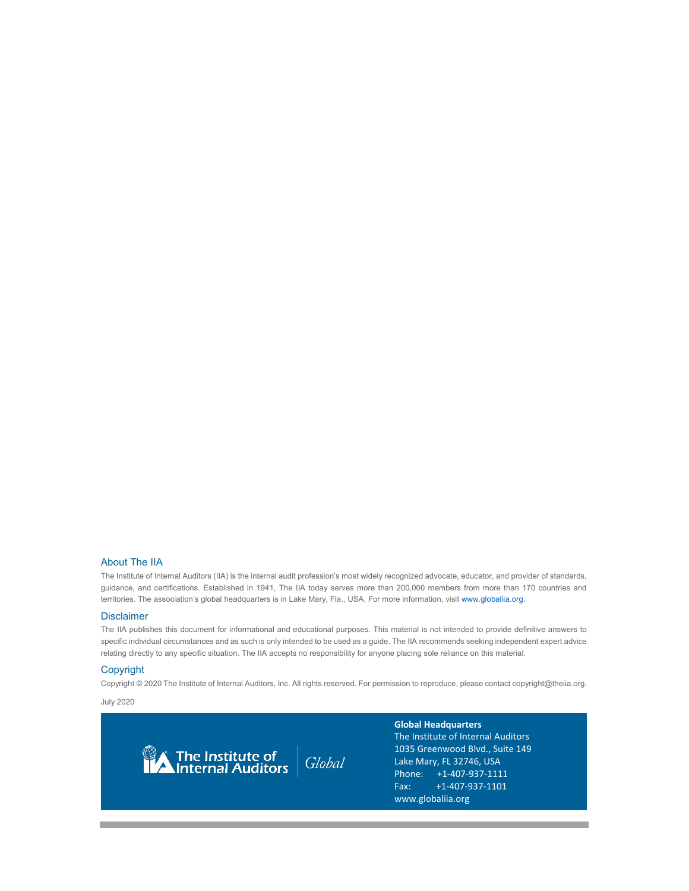## About The IIA

The Institute of Internal Auditors (IIA) is the internal audit profession's most widely recognized advocate, educator, and provider of standards, guidance, and certifications. Established in 1941, The IIA today serves more than 200,000 members from more than 170 countries and territories. The association's global headquarters is in Lake Mary, Fla., USA. For more information, visit www.globaliia.org.

## Disclaimer

The IIA publishes this document for informational and educational purposes. This material is not intended to provide definitive answers to specific individual circumstances and as such is only intended to be used as a guide. The IIA recommends seeking independent expert advice relating directly to any specific situation. The IIA accepts no responsibility for anyone placing sole reliance on this material.

## Copyright

Copyright © 2020 The Institute of Internal Auditors, Inc. All rights reserved. For permission to reproduce, please contact copyright@theiia.org.

July 2020

The Institute of Internal Auditors | Global

**Global Headquarters**
The Institute of Internal Auditors
1035 Greenwood Blvd., Suite 149
Lake Mary, FL 32746, USA
Phone: +1-407-937-1111
Fax: +1-407-937-1101
www.globaliia.org